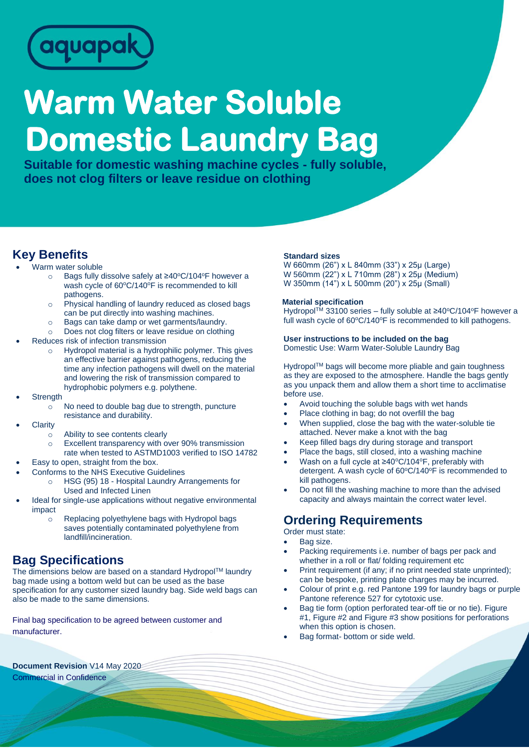aquapak

# Warm Water Soluble Domestic Laundry Bag

**Suitable for domestic washing machine cycles - fully soluble, does not clog filters or leave residue on clothing**

## Key Benefits

- Warm water soluble
  - Bags fully dissolve safely at ≥40°C/104°F however a wash cycle of 60°C/140°F is recommended to kill pathogens.
  - Physical handling of laundry reduced as closed bags can be put directly into washing machines.
  - Bags can take damp or wet garments/laundry.
  - Does not clog filters or leave residue on clothing
- Reduces risk of infection transmission
  - Hydropol material is a hydrophilic polymer. This gives an effective barrier against pathogens, reducing the time any infection pathogens will dwell on the material and lowering the risk of transmission compared to hydrophobic polymers e.g. polythene.
- Strength
  - No need to double bag due to strength, puncture resistance and durability.
- Clarity
  - Ability to see contents clearly
  - Excellent transparency with over 90% transmission rate when tested to ASTMD1003 verified to ISO 14782
- Easy to open, straight from the box.
- Conforms to the NHS Executive Guidelines
  - HSG (95) 18 - Hospital Laundry Arrangements for Used and Infected Linen
- Ideal for single-use applications without negative environmental impact
  - Replacing polyethylene bags with Hydropol bags saves potentially contaminated polyethylene from landfill/incineration.

## Bag Specifications

The dimensions below are based on a standard Hydropol™ laundry bag made using a bottom weld but can be used as the base specification for any customer sized laundry bag. Side weld bags can also be made to the same dimensions.

Final bag specification to be agreed between customer and manufacturer.

**Standard sizes**

W 660mm (26") x L 840mm (33") x 25µ (Large)
W 560mm (22") x L 710mm (28") x 25µ (Medium)
W 350mm (14") x L 500mm (20") x 25µ (Small)

**Material specification**

Hydropol™ 33100 series – fully soluble at ≥40°C/104°F however a full wash cycle of 60°C/140°F is recommended to kill pathogens.

**User instructions to be included on the bag**

Domestic Use: Warm Water-Soluble Laundry Bag

Hydropol™ bags will become more pliable and gain toughness as they are exposed to the atmosphere. Handle the bags gently as you unpack them and allow them a short time to acclimatise before use.

- Avoid touching the soluble bags with wet hands
- Place clothing in bag; do not overfill the bag
- When supplied, close the bag with the water-soluble tie attached. Never make a knot with the bag
- Keep filled bags dry during storage and transport
- Place the bags, still closed, into a washing machine
- Wash on a full cycle at ≥40°C/104°F, preferably with detergent. A wash cycle of 60°C/140°F is recommended to kill pathogens.
- Do not fill the washing machine to more than the advised capacity and always maintain the correct water level.

## Ordering Requirements

Order must state:

- Bag size.
- Packing requirements i.e. number of bags per pack and whether in a roll or flat/ folding requirement etc
- Print requirement (if any; if no print needed state unprinted); can be bespoke, printing plate charges may be incurred.
- Colour of print e.g. red Pantone 199 for laundry bags or purple Pantone reference 527 for cytotoxic use.
- Bag tie form (option perforated tear-off tie or no tie). Figure #1, Figure #2 and Figure #3 show positions for perforations when this option is chosen.
- Bag format- bottom or side weld.

**Document Revision** V14 May 2020
Commercial in Confidence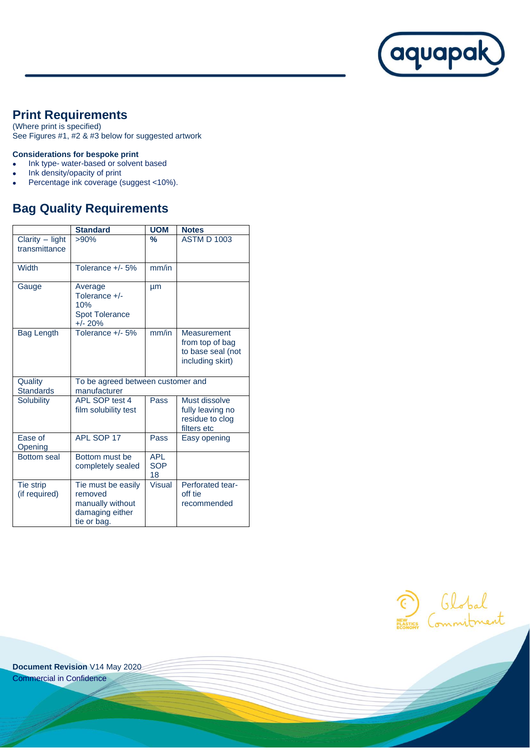## Print Requirements

(Where print is specified)
See Figures #1, #2 & #3 below for suggested artwork

**Considerations for bespoke print**

- Ink type- water-based or solvent based
- Ink density/opacity of print
- Percentage ink coverage (suggest <10%).

## Bag Quality Requirements

| | Standard | UOM | Notes |
|---|---|---|---|
| Clarity – light transmittance | >90% | % | ASTM D 1003 |
| Width | Tolerance +/- 5% | mm/in | |
| Gauge | Average Tolerance +/- 10% Spot Tolerance +/- 20% | µm | |
| Bag Length | Tolerance +/- 5% | mm/in | Measurement from top of bag to base seal (not including skirt) |
| Quality Standards | To be agreed between customer and manufacturer | | |
| Solubility | APL SOP test 4 film solubility test | Pass | Must dissolve fully leaving no residue to clog filters etc |
| Ease of Opening | APL SOP 17 | Pass | Easy opening |
| Bottom seal | Bottom must be completely sealed | APL SOP 18 | |
| Tie strip (if required) | Tie must be easily removed manually without damaging either tie or bag. | Visual | Perforated tear-off tie recommended |

**Document Revision** V14 May 2020
Commercial in Confidence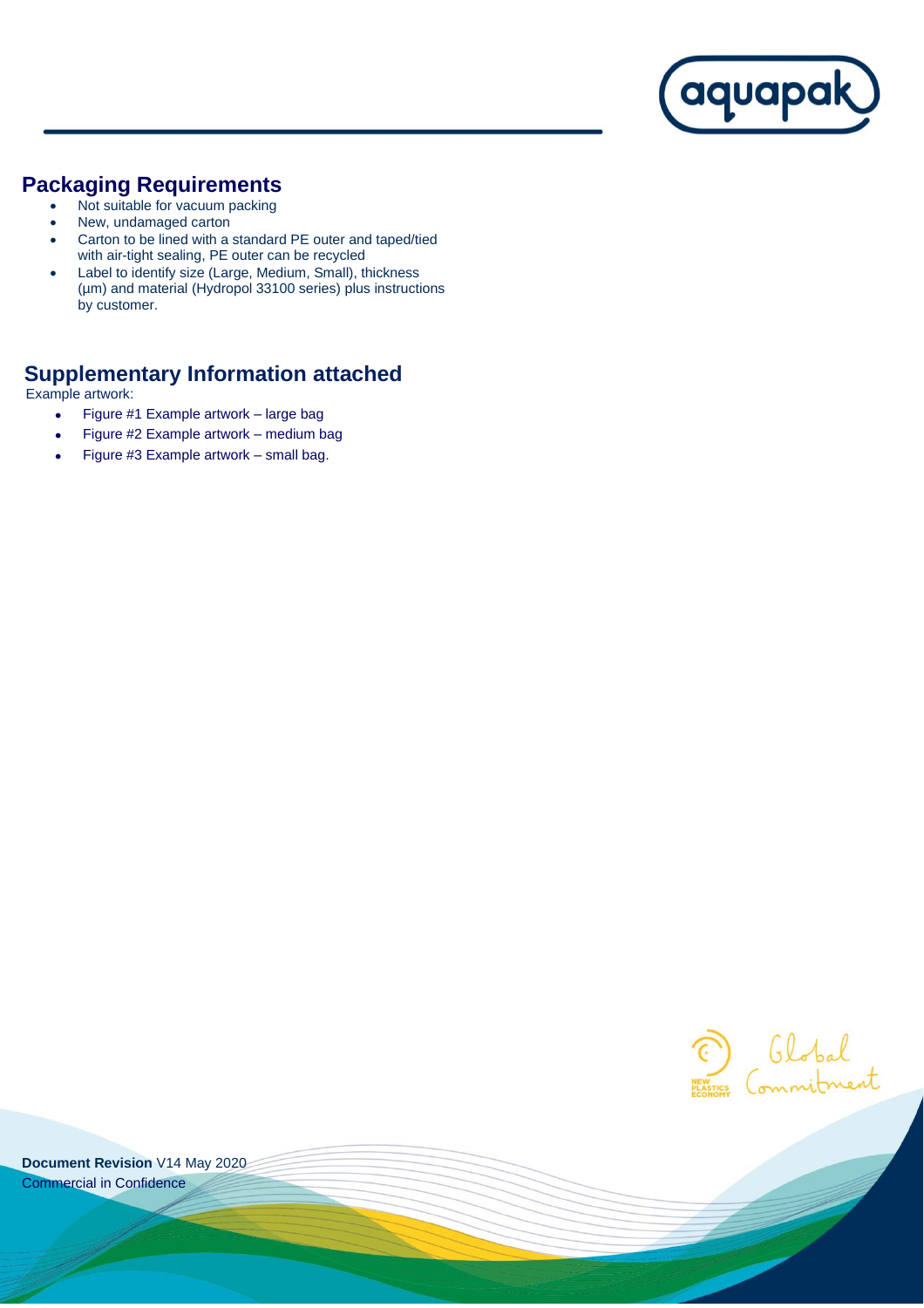## Packaging Requirements

- Not suitable for vacuum packing
- New, undamaged carton
- Carton to be lined with a standard PE outer and taped/tied with air-tight sealing, PE outer can be recycled
- Label to identify size (Large, Medium, Small), thickness (µm) and material (Hydropol 33100 series) plus instructions by customer.

## Supplementary Information attached

Example artwork:

- Figure #1 Example artwork – large bag
- Figure #2 Example artwork – medium bag
- Figure #3 Example artwork – small bag.

**Document Revision** V14 May 2020

Commercial in Confidence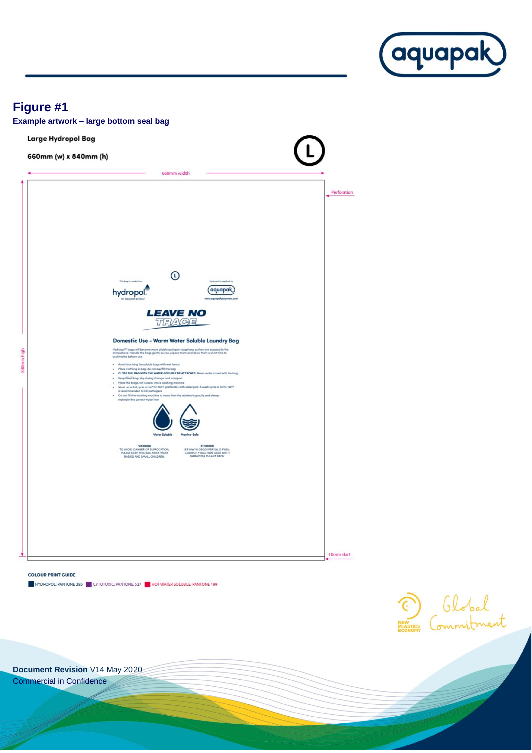## Figure #1

**Example artwork – large bottom seal bag**

**Large Hydropol Bag**

**660mm (w) x 840mm (h)**

(L)

660mm width

Perforation

840mm high

This bag is made from:

hydropol

an aquapak product

Hydropol is supplied by:

aquapak

www.aquapakpolymers.com

**LEAVE NO TRACE**

**Domestic Use – Warm Water Soluble Laundry Bag**

Hydropol™ bags will become more pliable and gain toughness as they are exposed to the atmosphere. Handle the bags gently as you unpack them and allow them a short time to acclimatise before use.

- Avoid touching the soluble bags with wet hands
- Place clothing in bag; do not overfill the bag
- CLOSE THE BAG WITH THE WATER-SOLUBLE TIE ATTACHED. Never make a knot with the bag
- Keep filled bags dry during storage and transport
- Place the bags, still closed, into a washing machine
- Wash on a full cycle at ≥40°C/104°F, preferably with detergent. A wash cycle of 60°C/140°F is recommended to kill pathogens
- Do not fill the washing machine to more than the advised capacity and always maintain the correct water level

Water Soluble | Marine-Safe

**WARNING**
TO AVOID DANGER OF SUFFOCATION, PLEASE KEEP THIS BAG AWAY FROM BABIES AND SMALL CHILDREN.

**RHYBUDD**
ER MWYN OSGOI PERYGL O FYGU, CADWCH Y BAG HWN ODDI WRTH FABANOD A PHLANT BACH.

10mm skirt

**COLOUR PRINT GUIDE**

HYDROPOL: PANTONE 295 | CYTOTOXIC: PANTONE 527 | HOT WATER SOLUBLE: PANTONE 199

**Document Revision** V14 May 2020

Commercial in Confidence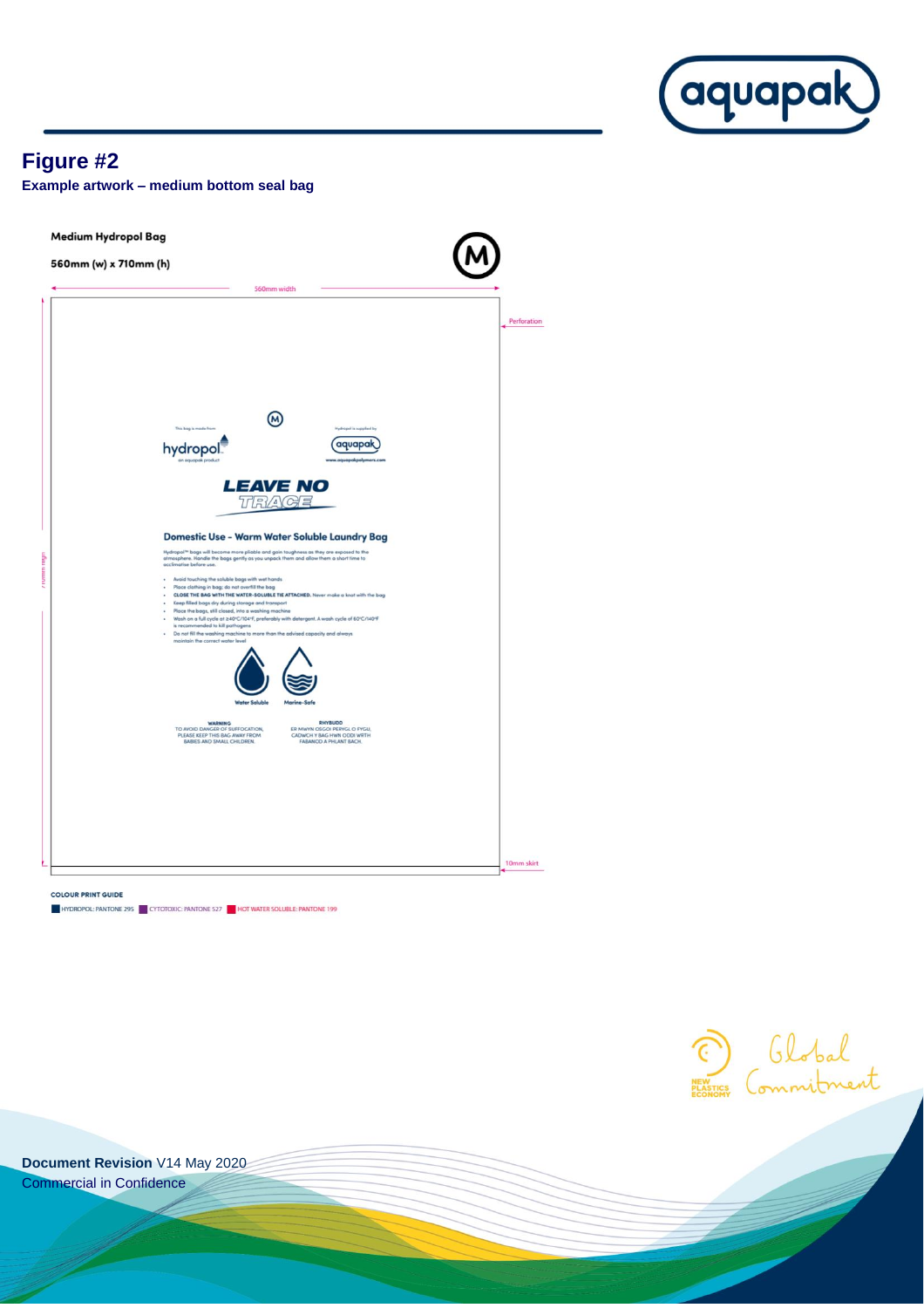# Figure #2

**Example artwork – medium bottom seal bag**

**Medium Hydropol Bag**

**560mm (w) x 710mm (h)**

560mm width

Perforation

710mm high

This bag is made from

hydropol

an aquapak product

Hydropol is supplied by

aquapak

www.aquapakpolymers.com

**LEAVE NO TRACE**

**Domestic Use - Warm Water Soluble Laundry Bag**

Hydropol™ bags will become more pliable and gain toughness as they are exposed to the atmosphere. Handle the bags gently as you unpack them and allow them a short time to acclimatise before use.

- Avoid touching the soluble bags with wet hands
- Place clothing in bag; do not overfill the bag
- **CLOSE THE BAG WITH THE WATER-SOLUBLE TIE ATTACHED.** Never make a knot with the bag
- Keep filled bags dry during storage and transport
- Place the bags, still closed, into a washing machine
- Wash on a full cycle at ≥40°C/104°F, preferably with detergent. A wash cycle of 60°C/140°F is recommended to kill pathogens
- Do not fill the washing machine to more than the advised capacity and always maintain the correct water level

Water Soluble | Marine-Safe

**WARNING**
TO AVOID DANGER OF SUFFOCATION, PLEASE KEEP THIS BAG AWAY FROM BABIES AND SMALL CHILDREN.

**RHYBUDD**
ER MWYN OSGOI PERYGL O FYGU, CADWCH Y BAG HWN OODI WRTH FABANOD A PHLANT BACH.

10mm skirt

**COLOUR PRINT GUIDE**

HYDROPOL: PANTONE 295 | CYTOTOXIC: PANTONE 527 | HOT WATER SOLUBLE: PANTONE 199

**Document Revision** V14 May 2020
Commercial in Confidence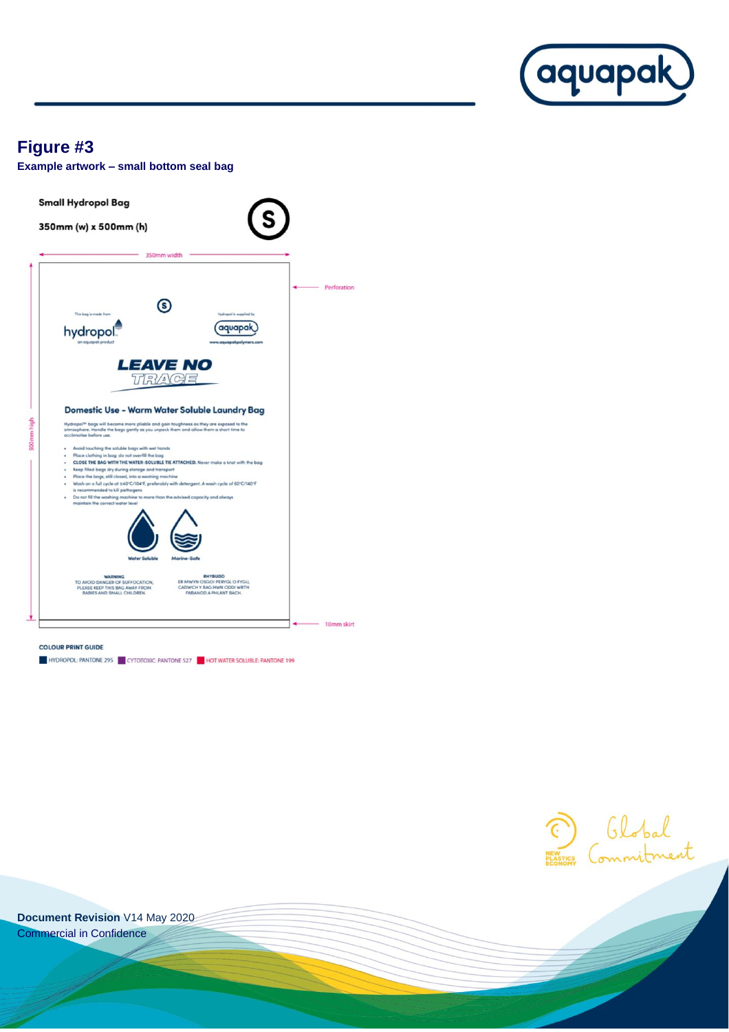## Figure #3

**Example artwork – small bottom seal bag**

Small Hydropol Bag

350mm (w) x 500mm (h)

350mm width

Perforation

500mm high

This bag is made from

hydropol

an aquapak product

Hydropol is supplied by

aquapak

www.aquapakpolymers.com

LEAVE NO TRACE

Domestic Use – Warm Water Soluble Laundry Bag

Hydropol™ bags will become more pliable and gain toughness as they are exposed to the atmosphere. Handle the bags gently as you unpack them and allow them a short time to acclimatise before use.

- Avoid touching the soluble bags with wet hands
- Place clothing in bag; do not overfill the bag
- CLOSE THE BAG WITH THE WATER-SOLUBLE TIE ATTACHED. Never make a knot with the bag
- Keep filled bags dry during storage and transport
- Place the bags, still closed, into a washing machine
- Wash on a full cycle at ≥40°C/104°F, preferably with detergent. A wash cycle of 60°C/140°F is recommended to kill pathogens
- Do not fill the washing machine to more than the advised capacity and always maintain the correct water level

Water Soluble

Marine-Safe

WARNING
TO AVOID DANGER OF SUFFOCATION, PLEASE KEEP THIS BAG AWAY FROM BABIES AND SMALL CHILDREN.

RHYBUDD
ER MWYN OSGOI PERYGL O FYGU, CADWCH Y BAG HWN ODDI WRTH FABANOD A PHLANT BACH.

10mm skirt

COLOUR PRINT GUIDE

HYDROPOL: PANTONE 295 CYTOTOXIC: PANTONE 527 HOT WATER SOLUBLE: PANTONE 199

**Document Revision** V14 May 2020

Commercial in Confidence